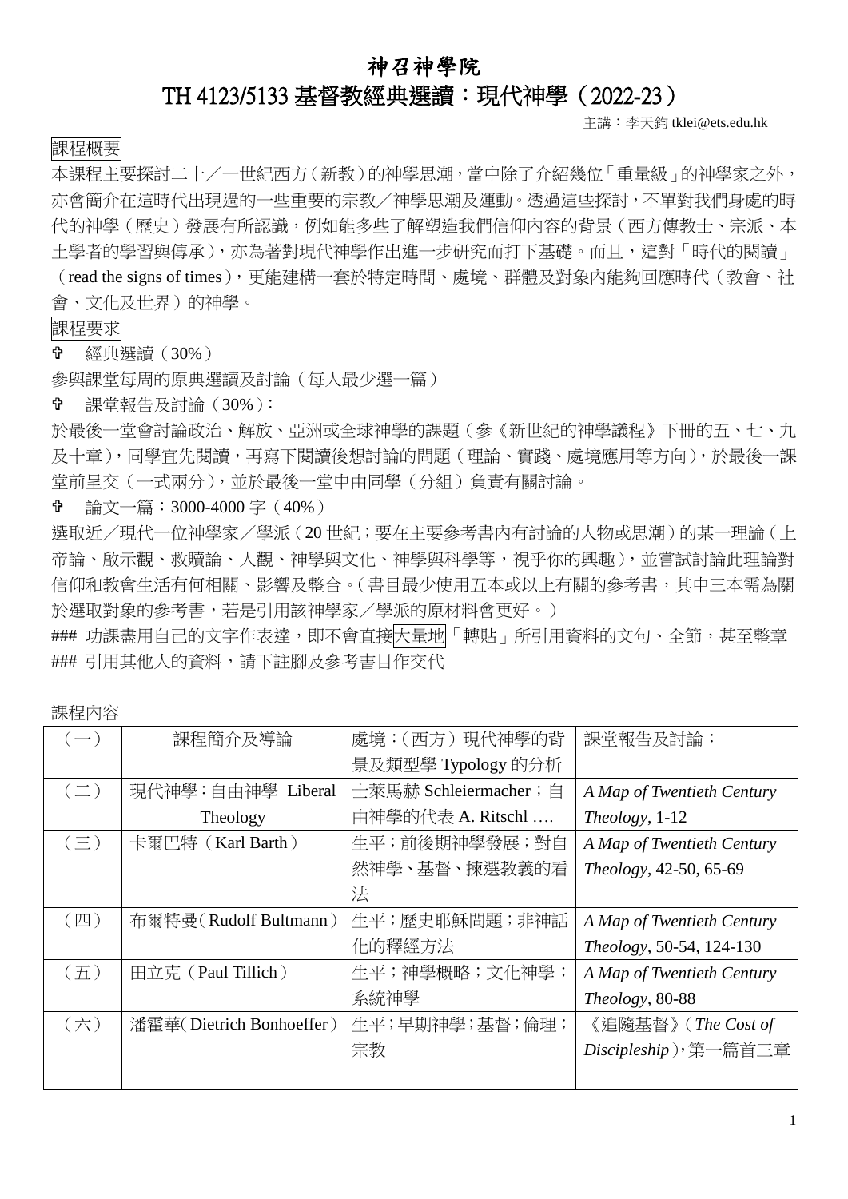# 神召神學院

# TH 4123/5133 基督教經典選讀：現代神學（2022-23）

主講：李天鈞 tklei@ets.edu.hk

## 課程概要

本課程主要探討二十／一世紀西方（新教）的神學思潮，當中除了介紹幾位「重量級」的神學家之外，亦會簡介在這時代出現過的一些重要的宗教／神學思潮及運動。透過這些探討，不單對我們身處的時代的神學（歷史）發展有所認識，例如能多些了解塑造我們信仰內容的背景（西方傳教士、宗派、本土學者的學習與傳承），亦為著對現代神學作出進一步研究而打下基礎。而且，這對「時代的閱讀」（read the signs of times），更能建構一套於特定時間、處境、群體及對象內能夠回應時代（教會、社會、文化及世界）的神學。

## 課程要求

✞ 經典選讀（30%）

參與課堂每周的原典選讀及討論（每人最少選一篇）

✞ 課堂報告及討論（30%）：

於最後一堂會討論政治、解放、亞洲或全球神學的課題（參《新世紀的神學議程》下冊的五、七、九及十章），同學宜先閱讀，再寫下閱讀後想討論的問題（理論、實踐、處境應用等方向），於最後一課堂前呈交（一式兩分），並於最後一堂中由同學（分組）負責有關討論。

✞ 論文一篇：3000-4000 字（40%）

選取近／現代一位神學家／學派（20 世紀；要在主要參考書內有討論的人物或思潮）的某一理論（上帝論、啟示觀、救贖論、人觀、神學與文化、神學與科學等，視乎你的興趣），並嘗試討論此理論對信仰和教會生活有何相關、影響及整合。（書目最少使用五本或以上有關的參考書，其中三本需為關於選取對象的參考書，若是引用該神學家／學派的原材料會更好。）

### 功課盡用自己的文字作表達，即不會直接大量地「轉貼」所引用資料的文句、全節，甚至整章

### 引用其他人的資料，請下註腳及參考書目作交代

課程內容

| （一） | 課程簡介及導論 | 處境：(西方）現代神學的背景及類型學 Typology 的分析 | 課堂報告及討論： |
|---|---|---|---|
| （二） | 現代神學：自由神學 Liberal Theology | 士萊馬赫 Schleiermacher；自由神學的代表 A. Ritschl …. | *A Map of Twentieth Century Theology*, 1-12 |
| （三） | 卡爾巴特（Karl Barth） | 生平；前後期神學發展；對自然神學、基督、揀選教義的看法 | *A Map of Twentieth Century Theology*, 42-50, 65-69 |
| （四） | 布爾特曼（Rudolf Bultmann） | 生平；歷史耶穌問題；非神話化的釋經方法 | *A Map of Twentieth Century Theology*, 50-54, 124-130 |
| （五） | 田立克（Paul Tillich） | 生平；神學概略；文化神學；系統神學 | *A Map of Twentieth Century Theology*, 80-88 |
| （六） | 潘霍華（Dietrich Bonhoeffer） | 生平；早期神學；基督；倫理；宗教 | 《追隨基督》（*The Cost of Discipleship*），第一篇首三章 |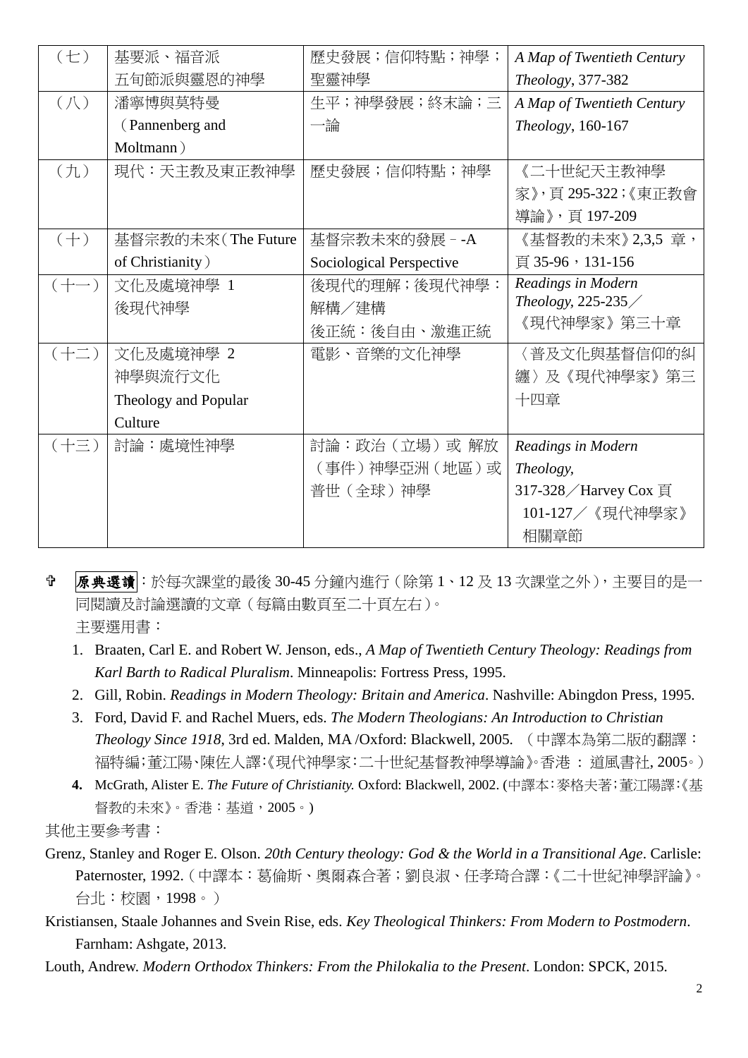| （七） | 基要派、福音派<br>五旬節派與靈恩的神學 | 歷史發展；信仰特點；神學；聖靈神學 | *A Map of Twentieth Century Theology*, 377-382 |
|---|---|---|---|
| （八） | 潘寧博與莫特曼<br>（Pannenberg and Moltmann） | 生平；神學發展；終末論；三一論 | *A Map of Twentieth Century Theology*, 160-167 |
| （九） | 現代：天主教及東正教神學 | 歷史發展；信仰特點；神學 | 《二十世紀天主教神學家》，頁 295-322；《東正教會導論》，頁 197-209 |
| （十） | 基督宗教的未來（The Future of Christianity） | 基督宗教未來的發展－-A Sociological Perspective | 《基督教的未來》2,3,5 章，頁 35-96，131-156 |
| （十一） | 文化及處境神學 1<br>後現代神學 | 後現代的理解；後現代神學：解構／建構<br>後正統：後自由、激進正統 | *Readings in Modern Theology*, 225-235／《現代神學家》第三十章 |
| （十二） | 文化及處境神學 2<br>神學與流行文化<br>Theology and Popular Culture | 電影、音樂的文化神學 | 〈普及文化與基督信仰的糾纏〉及《現代神學家》第三十四章 |
| （十三） | 討論：處境性神學 | 討論：政治（立場）或 解放（事件）神學亞洲（地區）或普世（全球）神學 | *Readings in Modern Theology,* 317-328／Harvey Cox 頁 101-127／《現代神學家》相關章節 |

✞ **原典選讀**：於每次課堂的最後 30-45 分鐘內進行（除第 1、12 及 13 次課堂之外），主要目的是一同閱讀及討論選讀的文章（每篇由數頁至二十頁左右）。

主要選用書：

1. Braaten, Carl E. and Robert W. Jenson, eds., *A Map of Twentieth Century Theology: Readings from Karl Barth to Radical Pluralism*. Minneapolis: Fortress Press, 1995.
2. Gill, Robin. *Readings in Modern Theology: Britain and America*. Nashville: Abingdon Press, 1995.
3. Ford, David F. and Rachel Muers, eds. *The Modern Theologians: An Introduction to Christian Theology Since 1918*, 3rd ed. Malden, MA /Oxford: Blackwell, 2005. （中譯本為第二版的翻譯：福特編；董江陽、陳佐人譯：《現代神學家：二十世紀基督教神學導論》。香港 ： 道風書社, 2005。）
4. McGrath, Alister E. *The Future of Christianity.* Oxford: Blackwell, 2002. (中譯本：麥格夫著；董江陽譯：《基督教的未來》。香港：基道，2005。)

其他主要參考書：

Grenz, Stanley and Roger E. Olson. *20th Century theology: God & the World in a Transitional Age*. Carlisle: Paternoster, 1992.（中譯本：葛倫斯、奧爾森合著；劉良淑、任孝琦合譯：《二十世紀神學評論》。台北：校園，1998。）

Kristiansen, Staale Johannes and Svein Rise, eds. *Key Theological Thinkers: From Modern to Postmodern*. Farnham: Ashgate, 2013.

Louth, Andrew. *Modern Orthodox Thinkers: From the Philokalia to the Present*. London: SPCK, 2015.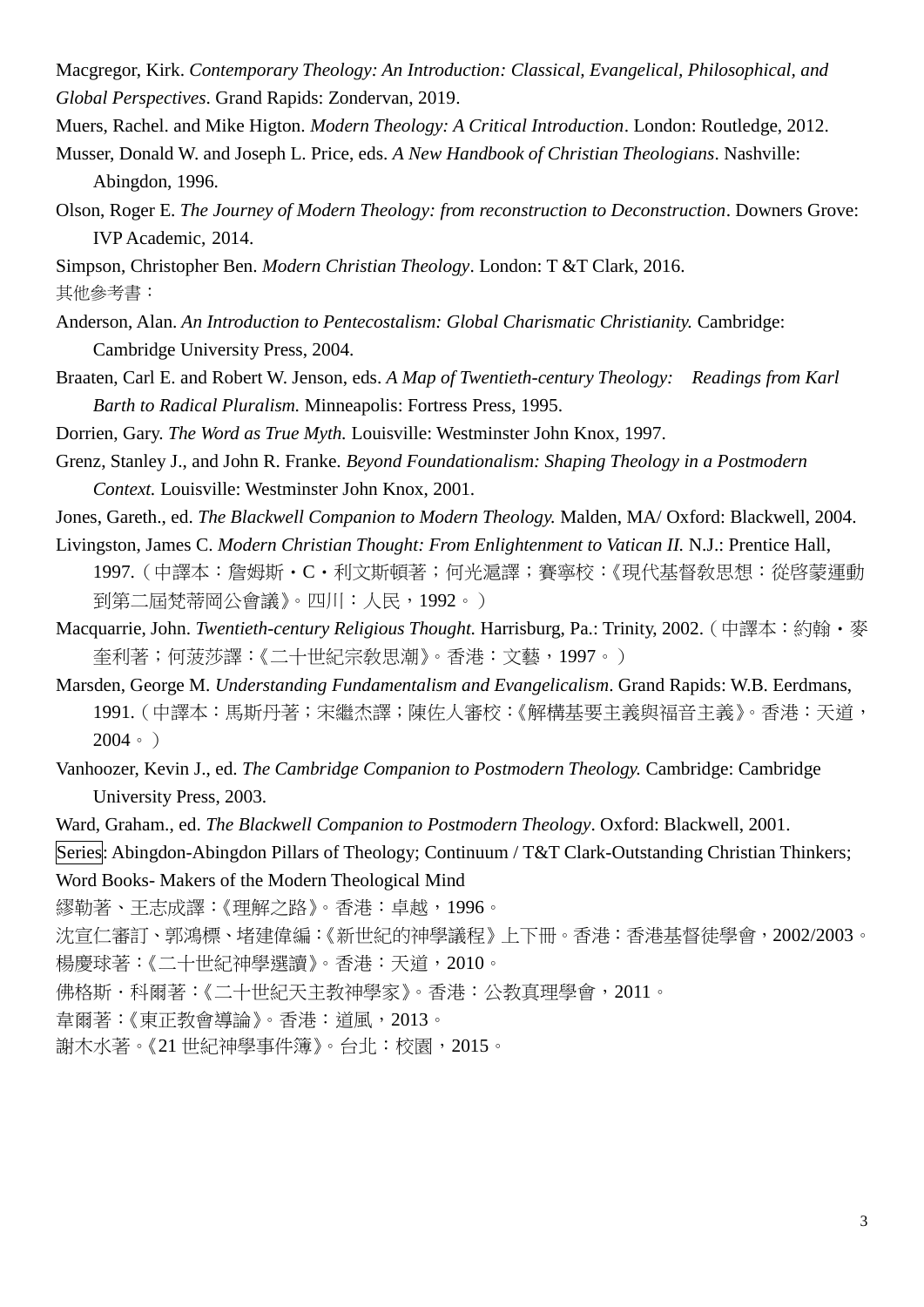Macgregor, Kirk. *Contemporary Theology: An Introduction: Classical, Evangelical, Philosophical, and Global Perspectives*. Grand Rapids: Zondervan, 2019.

Muers, Rachel. and Mike Higton. *Modern Theology: A Critical Introduction*. London: Routledge, 2012.

Musser, Donald W. and Joseph L. Price, eds. *A New Handbook of Christian Theologians*. Nashville: Abingdon, 1996.

Olson, Roger E. *The Journey of Modern Theology: from reconstruction to Deconstruction*. Downers Grove: IVP Academic, 2014.

Simpson, Christopher Ben. *Modern Christian Theology*. London: T &T Clark, 2016.

其他參考書：

Anderson, Alan. *An Introduction to Pentecostalism: Global Charismatic Christianity.* Cambridge: Cambridge University Press, 2004.

Braaten, Carl E. and Robert W. Jenson, eds. *A Map of Twentieth-century Theology: Readings from Karl Barth to Radical Pluralism.* Minneapolis: Fortress Press, 1995.

Dorrien, Gary. *The Word as True Myth.* Louisville: Westminster John Knox, 1997.

Grenz, Stanley J., and John R. Franke. *Beyond Foundationalism: Shaping Theology in a Postmodern Context.* Louisville: Westminster John Knox, 2001.

Jones, Gareth., ed. *The Blackwell Companion to Modern Theology.* Malden, MA/ Oxford: Blackwell, 2004.

Livingston, James C. *Modern Christian Thought: From Enlightenment to Vatican II.* N.J.: Prentice Hall, 1997.（中譯本：詹姆斯・C・利文斯頓著；何光滬譯；賽寧校：《現代基督教思想：從啟蒙運動到第二屆梵蒂岡公會議》。四川：人民，1992。）

Macquarrie, John. *Twentieth-century Religious Thought.* Harrisburg, Pa.: Trinity, 2002.（中譯本：約翰・麥奎利著；何菠莎譯：《二十世紀宗教思潮》。香港：文藝，1997。）

Marsden, George M. *Understanding Fundamentalism and Evangelicalism*. Grand Rapids: W.B. Eerdmans, 1991.（中譯本：馬斯丹著；宋繼杰譯；陳佐人審校：《解構基要主義與福音主義》。香港：天道，2004。）

Vanhoozer, Kevin J., ed. *The Cambridge Companion to Postmodern Theology.* Cambridge: Cambridge University Press, 2003.

Ward, Graham., ed. *The Blackwell Companion to Postmodern Theology*. Oxford: Blackwell, 2001.

Series: Abingdon-Abingdon Pillars of Theology; Continuum / T&T Clark-Outstanding Christian Thinkers; Word Books- Makers of the Modern Theological Mind

繆勒著、王志成譯：《理解之路》。香港：卓越，1996。

沈宣仁審訂、郭鴻標、堵建偉編：《新世紀的神學議程》上下冊。香港：香港基督徒學會，2002/2003。

楊慶球著：《二十世紀神學選讀》。香港：天道，2010。

佛格斯・科爾著：《二十世紀天主教神學家》。香港：公教真理學會，2011。

韋爾著：《東正教會導論》。香港：道風，2013。

謝木水著。《21 世紀神學事件簿》。台北：校園，2015。